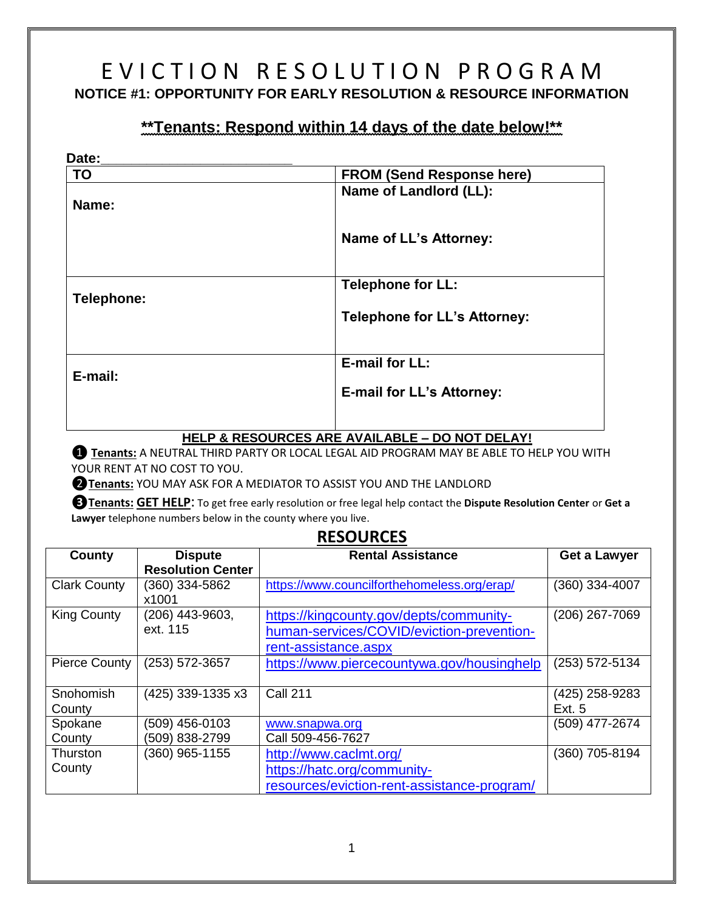# EVICTION RESOLUTION PROGRAM

**NOTICE #1: OPPORTUNITY FOR EARLY RESOLUTION & RESOURCE INFORMATION**

## **Tenants: Respond within 14 days of the date below!**

**Date:**\_\_\_\_\_\_\_\_\_\_\_\_\_\_\_\_\_\_\_\_\_\_\_\_\_\_

| TO | FROM (Send Response here) |
|---|---|
| **Name:** | **Name of Landlord (LL):**<br><br>**Name of LL's Attorney:** |
| **Telephone:** | **Telephone for LL:**<br><br>**Telephone for LL's Attorney:** |
| **E-mail:** | **E-mail for LL:**<br><br>**E-mail for LL's Attorney:** |

**HELP & RESOURCES ARE AVAILABLE – DO NOT DELAY!**

❶ **Tenants:** A NEUTRAL THIRD PARTY OR LOCAL LEGAL AID PROGRAM MAY BE ABLE TO HELP YOU WITH YOUR RENT AT NO COST TO YOU.

❷ **Tenants:** YOU MAY ASK FOR A MEDIATOR TO ASSIST YOU AND THE LANDLORD

❸ **Tenants: GET HELP**: To get free early resolution or free legal help contact the **Dispute Resolution Center** or **Get a Lawyer** telephone numbers below in the county where you live.

## RESOURCES

| County | Dispute Resolution Center | Rental Assistance | Get a Lawyer |
|---|---|---|---|
| Clark County | (360) 334-5862 x1001 | https://www.councilforthehomeless.org/erap/ | (360) 334-4007 |
| King County | (206) 443-9603, ext. 115 | https://kingcounty.gov/depts/community-human-services/COVID/eviction-prevention-rent-assistance.aspx | (206) 267-7069 |
| Pierce County | (253) 572-3657 | https://www.piercecountywa.gov/housinghelp | (253) 572-5134 |
| Snohomish County | (425) 339-1335 x3 | Call 211 | (425) 258-9283 Ext. 5 |
| Spokane County | (509) 456-0103<br>(509) 838-2799 | www.snapwa.org<br>Call 509-456-7627 | (509) 477-2674 |
| Thurston County | (360) 965-1155 | http://www.caclmt.org/<br>https://hatc.org/community-resources/eviction-rent-assistance-program/ | (360) 705-8194 |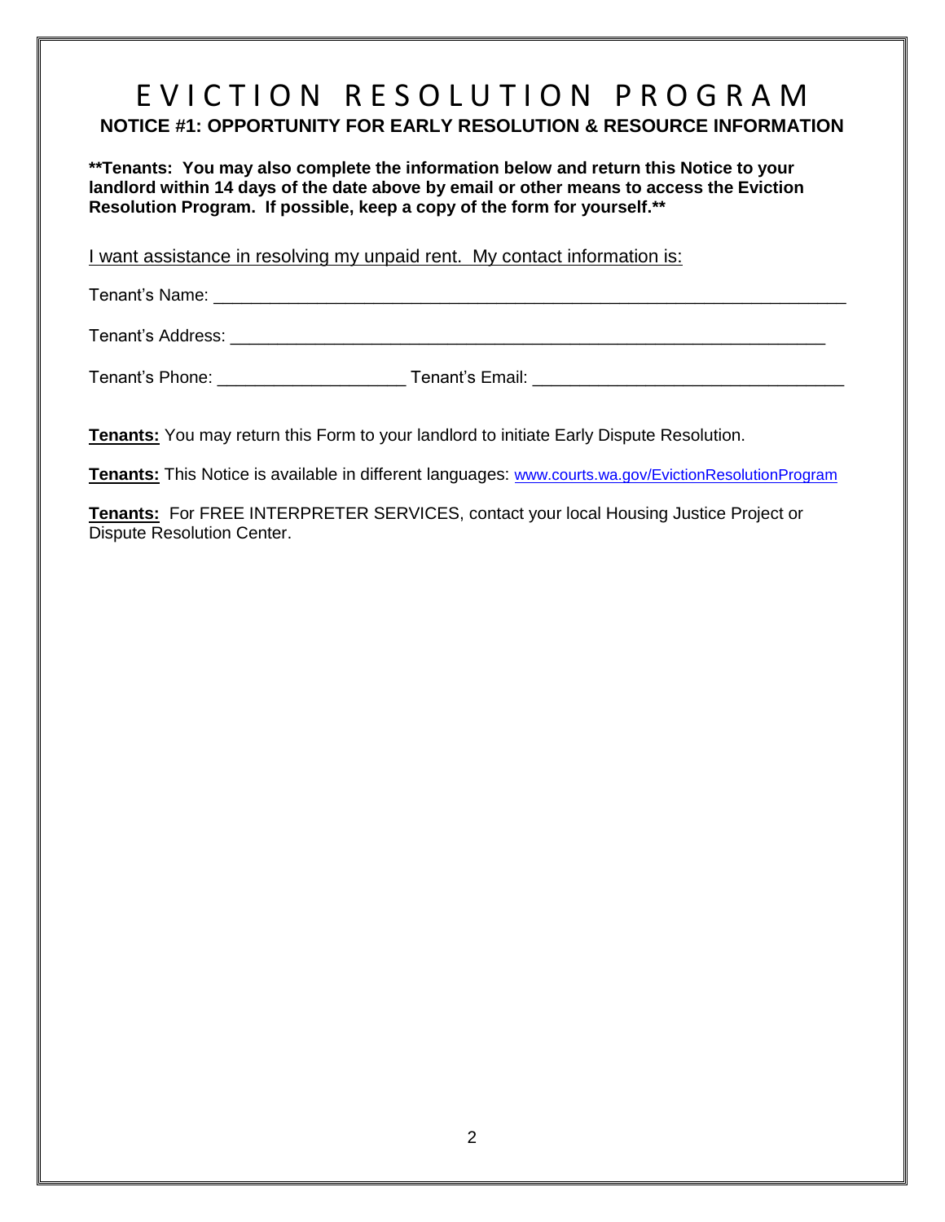# EVICTION RESOLUTION PROGRAM

## NOTICE #1: OPPORTUNITY FOR EARLY RESOLUTION & RESOURCE INFORMATION

****Tenants: You may also complete the information below and return this Notice to your landlord within 14 days of the date above by email or other means to access the Eviction Resolution Program. If possible, keep a copy of the form for yourself.****

I want assistance in resolving my unpaid rent. My contact information is:

Tenant's Name: ________________________________________________________________

Tenant's Address: ______________________________________________________________

Tenant's Phone: ___________________ Tenant's Email: ________________________________

**Tenants:** You may return this Form to your landlord to initiate Early Dispute Resolution.

**Tenants:** This Notice is available in different languages: www.courts.wa.gov/EvictionResolutionProgram

**Tenants:** For FREE INTERPRETER SERVICES, contact your local Housing Justice Project or Dispute Resolution Center.